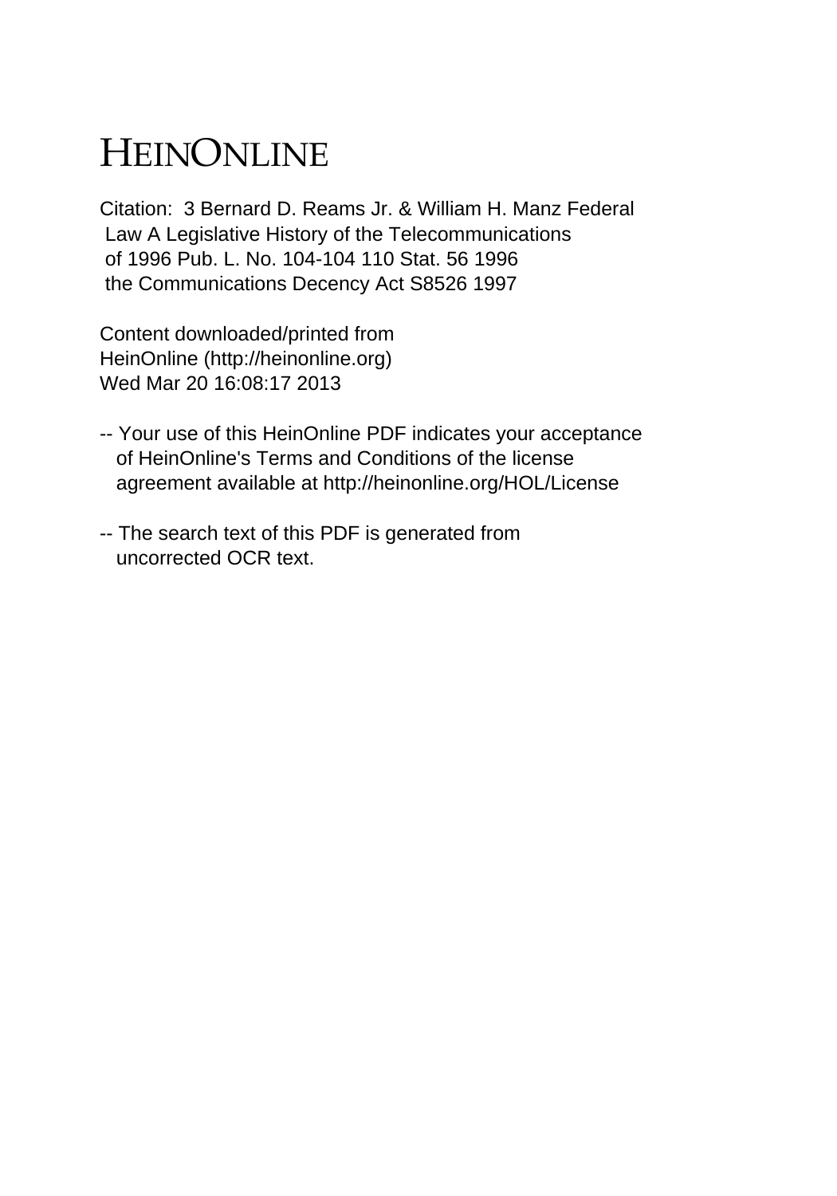# HEINONLINE

Citation: 3 Bernard D. Reams Jr. & William H. Manz Federal Law A Legislative History of the Telecommunications of 1996 Pub. L. No. 104-104 110 Stat. 56 1996 the Communications Decency Act S8526 1997

Content downloaded/printed from HeinOnline (http://heinonline.org)
Wed Mar 20 16:08:17 2013

-- Your use of this HeinOnline PDF indicates your acceptance of HeinOnline's Terms and Conditions of the license agreement available at http://heinonline.org/HOL/License

-- The search text of this PDF is generated from uncorrected OCR text.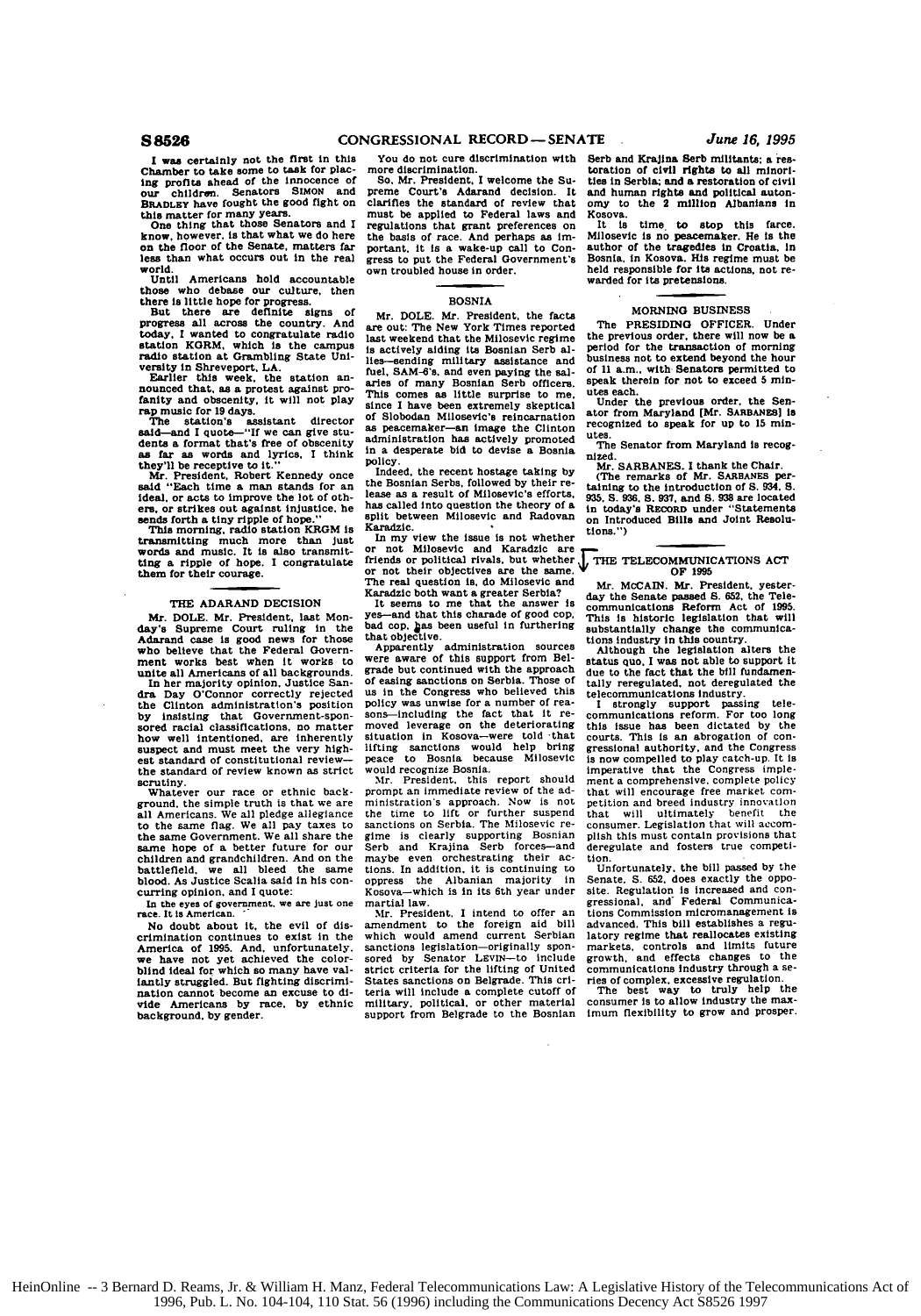I was certainly not the first in this Chamber to take some to task for placing profits ahead of the innocence of our children. Senators SIMON and BRADLEY have fought the good fight on this matter for many years.

One thing that those Senators and I know, however, is that what we do here on the floor of the Senate, matters far less than what occurs out in the real world.

Until Americans hold accountable those who debase our culture, then there is little hope for progress.

But there are definite signs of progress all across the country. And today, I wanted to congratulate radio station KGRM, which is the campus radio station at Grambling State University in Shreveport, LA.

Earlier this week, the station announced that, as a protest against profanity and obscenity, it will not play rap music for 19 days.

The station's assistant director said—and I quote—"If we can give students a format that's free of obscenity as far as words and lyrics, I think they'll be receptive to it."

Mr. President, Robert Kennedy once said "Each time a man stands for an ideal, or acts to improve the lot of others, or strikes out against injustice, he sends forth a tiny ripple of hope."

This morning, radio station KRGM is transmitting much more than just words and music. It is also transmitting a ripple of hope. I congratulate them for their courage.

## THE ADARAND DECISION

Mr. DOLE. Mr. President, last Monday's Supreme Court ruling in the Adarand case is good news for those who believe that the Federal Government works best when it works to unite all Americans of all backgrounds.

In her majority opinion, Justice Sandra Day O'Connor correctly rejected the Clinton administration's position by insisting that Government-sponsored racial classifications, no matter how well intentioned, are inherently suspect and must meet the very highest standard of constitutional review—the standard of review known as strict scrutiny.

Whatever our race or ethnic background, the simple truth is that we are all Americans. We all pledge allegiance to the same flag. We all pay taxes to the same Government. We all share the same hope of a better future for our children and grandchildren. And on the battlefield, we all bleed the same blood. As Justice Scalia said in his concurring opinion, and I quote:

In the eyes of government, we are just one race. It is American.

No doubt about it, the evil of discrimination continues to exist in the America of 1995. And, unfortunately, we have not yet achieved the color-blind ideal for which so many have valiantly struggled. But fighting discrimination cannot become an excuse to divide Americans by race, by ethnic background, by gender.

You do not cure discrimination with more discrimination.

So, Mr. President, I welcome the Supreme Court's Adarand decision. It clarifies the standard of review that must be applied to Federal laws and regulations that grant preferences on the basis of race. And perhaps as important, it is a wake-up call to Congress to put the Federal Government's own troubled house in order.

## BOSNIA

Mr. DOLE. Mr. President, the facts are out: The New York Times reported last weekend that the Milosevic regime is actively aiding its Bosnian Serb allies—sending military assistance and fuel, SAM-6's, and even paying the salaries of many Bosnian Serb officers. This comes as little surprise to me, since I have been extremely skeptical of Slobodan Milosevic's reincarnation as peacemaker—an image the Clinton administration has actively promoted in a desperate bid to devise a Bosnia policy.

Indeed, the recent hostage taking by the Bosnian Serbs, followed by their release as a result of Milosevic's efforts, has called into question the theory of a split between Milosevic and Radovan Karadzic.

In my view the issue is not whether or not Milosevic and Karadzic are friends or political rivals, but whether or not their objectives are the same. The real question is, do Milosevic and Karadzic both want a greater Serbia?

It seems to me that the answer is yes—and that this charade of good cop, bad cop, has been useful in furthering that objective.

Apparently administration sources were aware of this support from Belgrade but continued with the approach of easing sanctions on Serbia. Those of us in the Congress who believed this policy was unwise for a number of reasons—including the fact that it removed leverage on the deteriorating situation in Kosova—were told that lifting sanctions would help bring peace to Bosnia because Milosevic would recognize Bosnia.

Mr. President, this report should prompt an immediate review of the administration's approach. Now is not the time to lift or further suspend sanctions on Serbia. The Milosevic regime is clearly supporting Bosnian Serb and Krajina Serb forces—and maybe even orchestrating their actions. In addition, it is continuing to oppress the Albanian majority in Kosova—which is in its 6th year under martial law.

Mr. President, I intend to offer an amendment to the foreign aid bill which would amend current Serbian sanctions legislation—originally sponsored by Senator LEVIN—to include strict criteria for the lifting of United States sanctions on Belgrade. This criteria will include a complete cutoff of military, political, or other material support from Belgrade to the Bosnian Serb and Krajina Serb militants; a restoration of civil rights to all minorities in Serbia; and a restoration of civil and human rights and political autonomy to the 2 million Albanians in Kosova.

It is time to stop this farce. Milosevic is no peacemaker. He is the author of the tragedies in Croatia, in Bosnia, in Kosova. His regime must be held responsible for its actions, not rewarded for its pretensions.

## MORNING BUSINESS

The PRESIDING OFFICER. Under the previous order, there will now be a period for the transaction of morning business not to extend beyond the hour of 11 a.m., with Senators permitted to speak therein for not to exceed 5 minutes each.

Under the previous order, the Senator from Maryland [Mr. SARBANES] is recognized to speak for up to 15 minutes.

The Senator from Maryland is recognized.

Mr. SARBANES. I thank the Chair.

(The remarks of Mr. SARBANES pertaining to the introduction of S. 934, S. 935, S. 936, S. 937, and S. 938 are located in today's RECORD under "Statements on Introduced Bills and Joint Resolutions.")

## THE TELECOMMUNICATIONS ACT OF 1995

Mr. McCAIN. Mr. President, yesterday the Senate passed S. 652, the Telecommunications Reform Act of 1995. This is historic legislation that will substantially change the communications industry in this country.

Although the legislation alters the status quo, I was not able to support it due to the fact that the bill fundamentally reregulated, not deregulated the telecommunications industry.

I strongly support passing telecommunications reform. For too long this issue has been dictated by the courts. This is an abrogation of congressional authority, and the Congress is now compelled to play catch-up. It is imperative that the Congress implement a comprehensive, complete policy that will encourage free market competition and breed industry innovation that will ultimately benefit the consumer. Legislation that will accomplish this must contain provisions that deregulate and fosters true competition.

Unfortunately, the bill passed by the Senate, S. 652, does exactly the opposite. Regulation is increased and congressional, and Federal Communications Commission micromanagement is advanced. This bill establishes a regulatory regime that reallocates existing markets, controls and limits future growth, and effects changes to the communications industry through a series of complex, excessive regulation.

The best way to truly help the consumer is to allow industry the maximum flexibility to grow and prosper.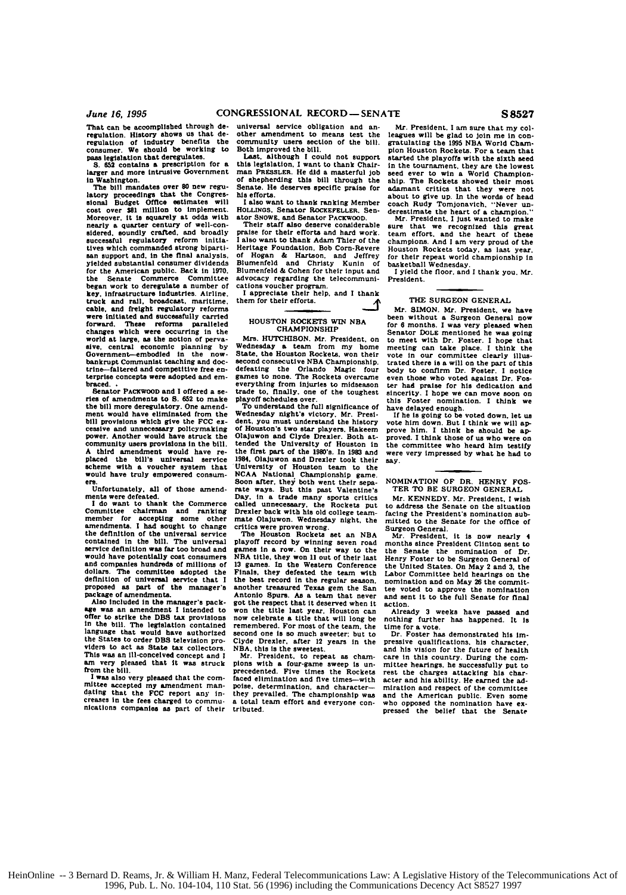That can be accomplished through deregulation. History shows us that deregulation of industry benefits the consumer. We should be working to pass legislation that deregulates.

S. 652 contains a prescription for a larger and more intrusive Government in Washington.

The bill mandates over 80 new regulatory proceedings that the Congressional Budget Office estimates will cost over $81 million to implement. Moreover, it is squarely at odds with nearly a quarter century of well-considered, soundly crafted, and broadly successful regulatory reform initiatives which commanded strong bipartisan support and, in the final analysis, yielded substantial consumer dividends for the American public. Back in 1970, the Senate Commerce Committee began work to deregulate a number of key, infrastructure industries. Airline, truck and rail, broadcast, maritime, cable, and freight regulatory reforms were initiated and successfully carried forward. These reforms paralleled changes which were occurring in the world at large, as the notion of pervasive, central economic planning by Government—embodied in the now-bankrupt Communist teaching and doctrine—faltered and competitive free enterprise concepts were adopted and embraced.

Senator PACKWOOD and I offered a series of amendments to S. 652 to make the bill more deregulatory. One amendment would have eliminated from the bill provisions which give the FCC excessive and unnecessary policymaking power. Another would have struck the community users provisions in the bill. A third amendment would have replaced the bill's universal service scheme with a voucher system that would have truly empowered consumers.

Unfortunately, all of those amendments were defeated.

I do want to thank the Commerce Committee chairman and ranking member for accepting some other amendments. I had sought to change the definition of the universal service contained in the bill. The universal service definition was far too broad and would have potentially cost consumers and companies hundreds of millions of dollars. The committee adopted the definition of universal service that I proposed as part of the manager's package of amendments.

Also included in the manager's package was an amendment I intended to offer to strike the DBS tax provisions in the bill. The legislation contained language that would have authorized the States to order DBS television providers to act as State tax collectors. This was an ill-conceived concept and I am very pleased that it was struck from the bill.

I was also very pleased that the committee accepted my amendment mandating that the FCC report any increases in the fees charged to communications companies as part of their universal service obligation and another amendment to means test the community users section of the bill. Both improved the bill.

Last, although I could not support this legislation, I want to thank Chairman PRESSLER. He did a masterful job of shepherding this bill through the Senate. He deserves specific praise for his efforts.

I also want to thank ranking Member HOLLINGS, Senator ROCKEFELLER, Senator SNOWE, and Senator PACKWOOD.

Their staff also deserve considerable praise for their efforts and hard work. I also want to thank Adam Thier of the Heritage Foundation, Bob Corn-Revere of Hogan & Hartson, and Jeffrey Blumenfeld and Christy Kunin of Blumenfeld & Cohen for their input and advocacy regarding the telecommunications voucher program.

I appreciate their help, and I thank them for their efforts.

## HOUSTON ROCKETS WIN NBA CHAMPIONSHIP

Mrs. HUTCHISON. Mr. President, on Wednesday a team from my home State, the Houston Rockets, won their second consecutive NBA Championship, defeating the Orlando Magic four games to none. The Rockets overcame everything from injuries to midseason trade to, finally, one of the toughest playoff schedules ever.

To understand the full significance of Wednesday night's victory, Mr. President, you must understand the history of Houston's two star players, Hakeem Olajuwon and Clyde Drexler. Both attended the University of Houston in the first part of the 1980's. In 1983 and 1984, Olajuwon and Drexler took their University of Houston team to the NCAA National Championship game. Soon after, they both went their separate ways. But this past Valentine's Day, in a trade many sports critics called unnecessary, the Rockets put Drexler back with his old college teammate Olajuwon. Wednesday night, the critics were proven wrong.

The Houston Rockets set an NBA playoff record by winning seven road games in a row. On their way to the NBA title, they won 11 out of their last 13 games. In the Western Conference Finals, they defeated the team with the best record in the regular season, another treasured Texas gem the San Antonio Spurs. As a team that never got the respect that it deserved when it won the title last year, Houston can now celebrate a title that will long be remembered. For most of the team, the second one is so much sweeter; but to Clyde Drexler, after 12 years in the NBA, this is the sweetest.

Mr. President, to repeat as champions with a four-game sweep is unprecedented. Five times the Rockets faced elimination and five times—with poise, determination, and character—they prevailed. The championship was a total team effort and everyone contributed.

Mr. President, I am sure that my colleagues will be glad to join me in congratulating the 1995 NBA World Champion Houston Rockets. For a team that started the playoffs with the sixth seed in the tournament, they are the lowest seed ever to win a World Championship. The Rockets showed their most adamant critics that they were not about to give up. In the words of head coach Rudy Tomjonavich, "Never underestimate the heart of a champion."

Mr. President, I just wanted to make sure that we recognized this great team effort, and the heart of these champions. And I am very proud of the Houston Rockets today, as last year, for their repeat world championship in basketball Wednesday.

I yield the floor, and I thank you, Mr. President.

## THE SURGEON GENERAL

Mr. SIMON. Mr. President, we have been without a Surgeon General now for 6 months. I was very pleased when Senator DOLE mentioned he was going to meet with Dr. Foster. I hope that meeting can take place. I think the vote in our committee clearly illustrated there is a will on the part of this body to confirm Dr. Foster. I notice even those who voted against Dr. Foster had praise for his dedication and sincerity. I hope we can move soon on this Foster nomination. I think we have delayed enough.

If he is going to be voted down, let us vote him down. But I think we will approve him. I think he should be approved. I think those of us who were on the committee who heard him testify were very impressed by what he had to say.

## NOMINATION OF DR. HENRY FOSTER TO BE SURGEON GENERAL

Mr. KENNEDY. Mr. President, I wish to address the Senate on the situation facing the President's nomination submitted to the Senate for the office of Surgeon General.

Mr. President, it is now nearly 4 months since President Clinton sent to the Senate the nomination of Dr. Henry Foster to be Surgeon General of the United States. On May 2 and 3, the Labor Committee held hearings on the nomination and on May 26 the committee voted to approve the nomination and sent it to the full Senate for final action.

Already 3 weeks have passed and nothing further has happened. It is time for a vote.

Dr. Foster has demonstrated his impressive qualifications, his character, and his vision for the future of health care in this country. During the committee hearings, he successfully put to rest the charges attacking his character and his ability. He earned the admiration and respect of the committee and the American public. Even some who opposed the nomination have expressed the belief that the Senate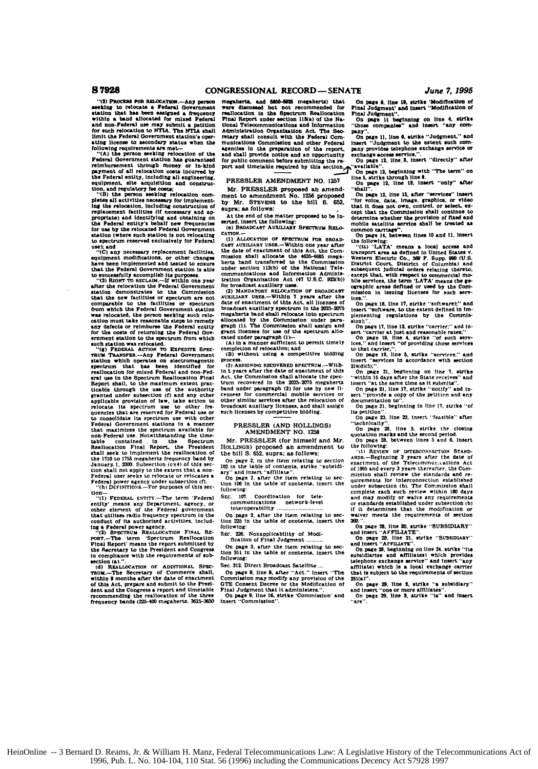"(2) PROCESS FOR RELOCATION.—Any person seeking to relocate a Federal Government station that has been assigned a frequency within a band allocated for mixed Federal and non-Federal use may submit a petition for such relocation to NTIA. The NTIA shall limit the Federal Government station's operating license to secondary status when the following requirements are met—

"(A) the person seeking relocation of the Federal Government station has guaranteed reimbursement through money or in-kind payment of all relocation costs incurred by the Federal entity, including all engineering, equipment, site acquisition and construction, and regulatory fee costs;

"(B) the person seeking relocation completes all activities necessary for implementing the relocation, including construction of replacement facilities (if necessary and appropriate) and identifying and obtaining on the Federal entity's behalf new frequencies for use by the relocated Federal Government station (where such station is not relocating to spectrum reserved exclusively for Federal use); and

"(C) any necessary replacement facilities, equipment modifications, or other changes have been implemented and tested to ensure that the Federal Government station is able to successfully accomplish its purposes.

"(3) RIGHT TO RECLAIM.—If within one year after the relocation the Federal Government station demonstrates to the Commission that the new facilities or spectrum are not comparable to the facilities or spectrum from which the Federal Government station was relocated, the person seeking such relocation must take reasonable steps to remedy any defects or reimburse the Federal entity for the costs of returning the Federal Government station to the spectrum from which such station was relocated.

"(g) FEDERAL ACTION TO EXPEDITE SPECTRUM TRANSFER.—Any Federal Government station which operates on electromagnetic spectrum that has been identified for reallocation for mixed Federal and non-Federal use in the Spectrum Reallocation Final Report shall, to the maximum extent practicable through the use of the authority granted under subsection (f) and any other applicable provision of law, take action to relocate its spectrum use to other frequencies that are reserved for Federal use or to consolidate its spectrum use with other Federal Government stations in a manner that maximizes the spectrum available for non-Federal use. Notwithstanding the timetable contained in the Spectrum Reallocation Final Report, the President shall seek to implement the reallocation of the 1710 to 1755 megahertz frequency band by January 1, 2000. Subsection (c)(4) of this section shall not apply to the extent that a non-Federal user seeks to relocate or relocates a Federal power agency under subsection (f).

"(h) DEFINITIONS.—For purposes of this section—

"(1) FEDERAL ENTITY.—The term 'Federal entity' means any Department, agency, or other element of the Federal government that utilizes radio frequency spectrum in the conduct of its authorized activities, including a Federal power agency.

"(2) SPECTRUM REALLOCATION FINAL REPORT.—The term 'Spectrum Reallocation Final Report' means the report submitted by the Secretary to the President and Congress in compliance with the requirements of subsection (a).".

(d) REALLOCATION OF ADDITIONAL SPECTRUM.—The Secretary of Commerce shall, within 9 months after the date of enactment of this Act, prepare and submit to the President and the Congress a report and timetable recommending the reallocation of the three frequency bands (225-400 megahertz, 3625-3650 megahertz, and 5850-5925 megahertz) that were discussed but not recommended for reallocation in the Spectrum Reallocation Final Report under section 113(a) of the National Telecommunications and Information Administration Organization Act. The Secretary shall consult with the Federal Communications Commission and other Federal agencies in the preparation of the report, and shall provide notice and an opportunity for public comment before submitting the report and timetable required by this section.

---

## PRESSLER AMENDMENT NO. 1257

Mr. PRESSLER proposed an amendment to amendment No. 1256 proposed by Mr. STEVENS to the bill S. 652, supra; as follows:

At the end of the matter proposed to be inserted, insert the following:

(e) BROADCAST AUXILIARY SPECTRUM RELOCATION.—

(1) ALLOCATION OF SPECTRUM FOR BROADCAST AUXILIARY USES.—Within one year after the date of enactment of this Act, the Commission shall allocate the 4635-4685 megahertz band transferred to the Commission under section 113(b) of the National Telecommunications and Information Administration Organization Act (47 U.S.C. 923(b)) for broadcast auxiliary uses.

(2) MANDATORY RELOCATION OF BROADCAST AUXILIARY USES.—Within 7 years after the date of enactment of this Act, all licensees of broadcast auxiliary spectrum in the 2025-2075 megahertz band shall relocate into spectrum allocated by the Commission under paragraph (1). The Commission shall assign and grant licenses for use of the spectrum allocated under paragraph (1)—

(A) in a manner sufficient to permit timely completion of relocation; and

(B) without using a competitive bidding process.

(3) ASSIGNING RECOVERED SPECTRUM.—Within 5 years after the date of enactment of this Act, the Commission shall allocate the spectrum recovered in the 2025-2075 megahertz band under paragraph (2) for use by new licensees for commercial mobile services or other similar services after the relocation of broadcast auxiliary licenses, and shall assign such licenses by competitive bidding.

---

## PRESSLER (AND HOLLINGS) AMENDMENT NO. 1258

Mr. PRESSLER (for himself and Mr. HOLLINGS) proposed an amendment to the bill S. 652, supra; as follows:

On page 2, in the item relating to section 102 in the table of contents, strike "subsidiary" and insert "affiliate".

On page 2, after the item relating to section 106 in the table of contents, insert the following:

SEC. 107. Coordination for telecommunications network-level interoperability ..........................

On page 2, after the item relating to section 225 in the table of contents, insert the following:

SEC. 226. Nonapplicability of Modification of Final Judgment ..........

On page 3, after the item relating to section 311 in the table of contents, insert the following:

Sec. 312. Direct Broadcast Satellite ...

On page 9, line 8, after "Act." insert "The Commission may modify any provision of the GTE Consent Decree or the Modification of Final Judgment that it administers.".

On page 9, line 16, strike 'Commission' and insert "Commission".

On page 9, line 19, strike 'Modification of Final Judgment' and insert "Modification of Final Judgment".

On page 11 beginning on line 4, strike "those companies" and insert "any company".

On page 11, line 6, strike "Judgment," and insert "Judgment to the extent such company provides telephone exchange service or exchange access service,".

On page 12, line 3, insert "directly" after "available".

On page 12, beginning with "The term" on line 5, strike through line 8.

On page 12, line 13, insert "only" after "shall".

On page 12, line 15, after "services" insert "for voice, data, image, graphics, or video that it does not own, control, or select, except that the Commission shall continue to determine whether the provision of fixed and mobile satellite service shall be treated as common carriage".

On page 14, between lines 10 and 11, insert the following:

"(tt) 'LATA' means a local access and transport area as defined in United States v. Western Electric Co., 569 F. Supp. 990 (U.S. District Court, District of Columbia) and subsequent judicial orders relating thereto, except that, with respect to commercial mobile services, the term 'LATA' means the geographic areas defined or used by the Commission in issuing licenses for such services.".

On page 16, line 17, strike "software);" and insert "software, to the extent defined in implementing regulations by the Commission);".

On page 17, line 12, strike "carrier;" and insert "carrier at just and reasonable rates;"

On page 19, line 4, strike "of such services," and insert "of providing those services to that carrier,".

On page 19, line 5, strike "services;" and insert "services in accordance with section 214(d)(5);".

On page 21, beginning on line 7, strike "within 15 days after the State receives" and insert "at the same time as it submits".

On page 21, line 17, strike "notify" and insert "provide a copy of the petition and any documentation to".

On page 21, beginning in line 17, strike "of its petition".

On page 23, line 23, insert "feasible" after "technically".

On page 28, line 5, strike the closing quotation marks and the second period.

On page 28, between lines 5 and 6, insert the following:

"(1) REVIEW OF INTERCONNECTION STANDARDS.—Beginning 3 years after the date of enactment of the Telecommunications Act of 1995 and every 3 years thereafter, the Commission shall review the standards and requirements for interconnection established under subsection (b). The Commission shall complete each such review within 180 days and may modify or waive any requirements or standards established under subsection (b) if it determines that the modification or waiver meets the requirements of section 260.".

On page 28, line 20, strike "SUBSIDIARY" and insert "AFFILIATE".

On page 28, line 21, strike "SUBSIDIARY" and insert "AFFILIATE".

On page 28, beginning on line 24, strike "its subsidiaries and affiliates) which provides telephone exchange service" and insert "any affiliate) which is a local exchange carrier that is subject to the requirements of section 251(a)".

On page 29, line 2, strike "a subsidiary" and insert "one or more affiliates".

On page 29, line 3, strike "is" and insert "are".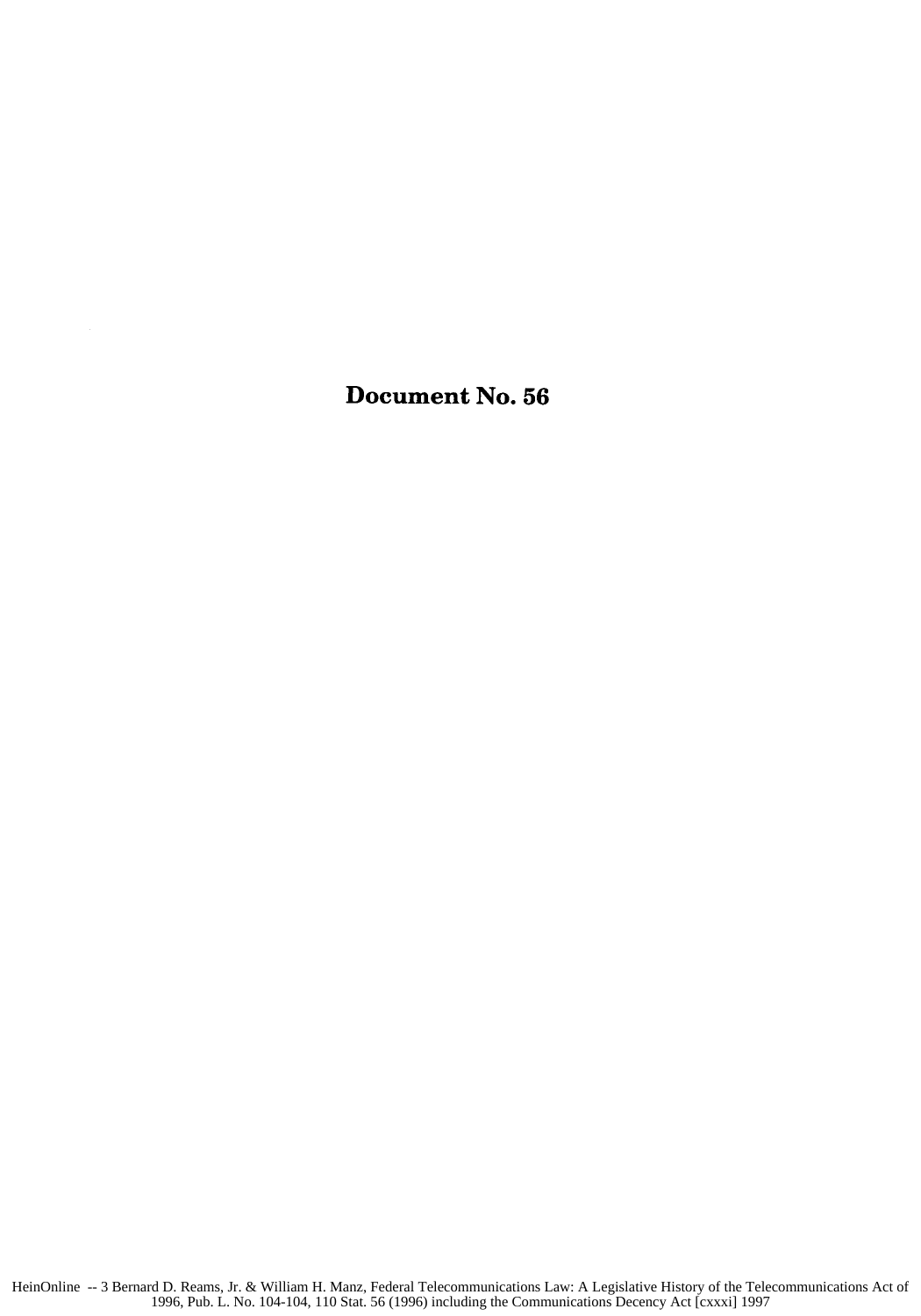# Document No. 56